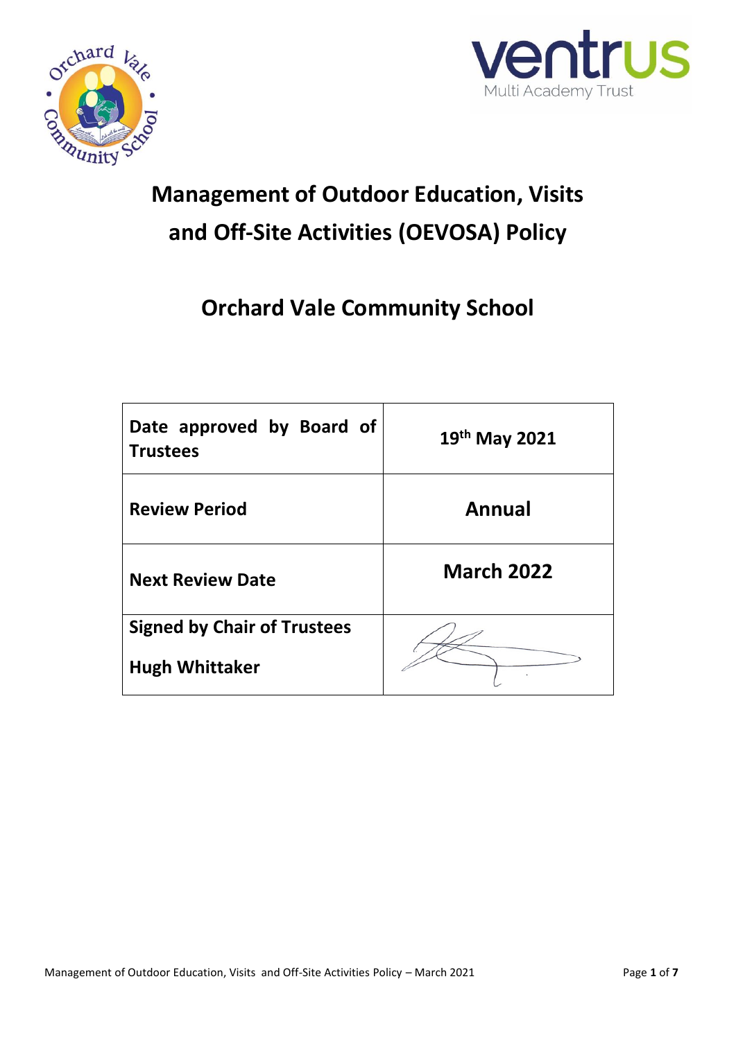# Management of Outdoor Education, Visits and Off-Site Activities (OEVOSA) Policy

## Orchard Vale Community School

| | |
|---|---|
| **Date approved by Board of Trustees** | **19th May 2021** |
| **Review Period** | **Annual** |
| **Next Review Date** | **March 2022** |
| **Signed by Chair of Trustees**<br>**Hugh Whittaker** | |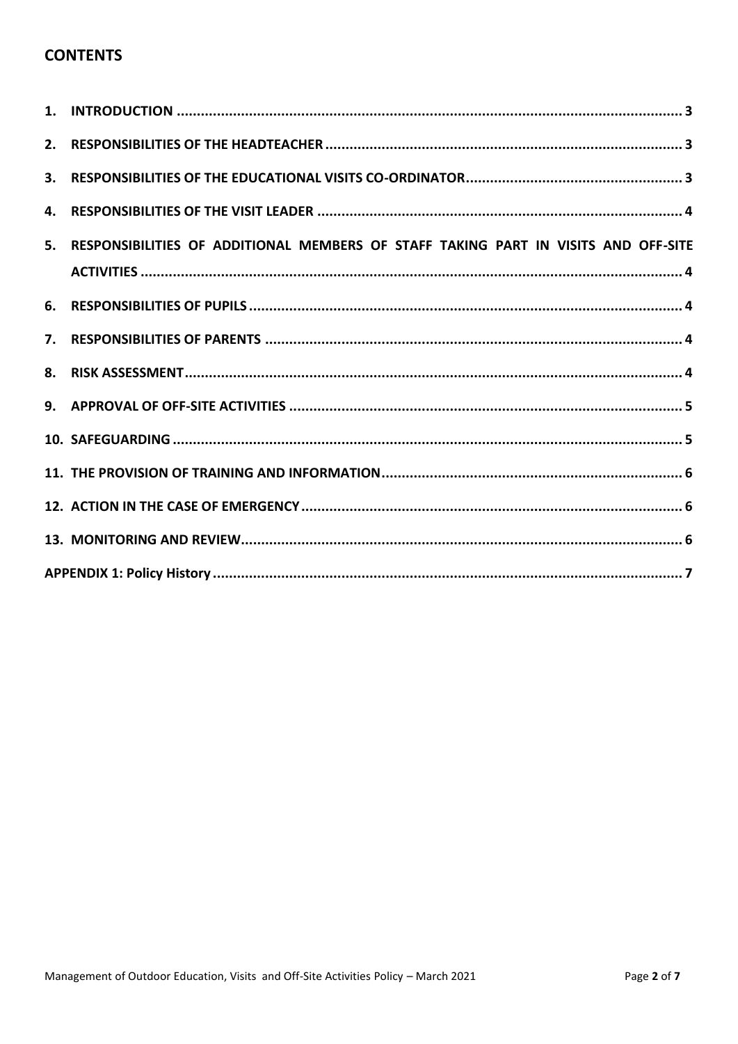## CONTENTS

| | | |
|---|---|---|
| 1. | INTRODUCTION | 3 |
| 2. | RESPONSIBILITIES OF THE HEADTEACHER | 3 |
| 3. | RESPONSIBILITIES OF THE EDUCATIONAL VISITS CO-ORDINATOR | 3 |
| 4. | RESPONSIBILITIES OF THE VISIT LEADER | 4 |
| 5. | RESPONSIBILITIES OF ADDITIONAL MEMBERS OF STAFF TAKING PART IN VISITS AND OFF-SITE ACTIVITIES | 4 |
| 6. | RESPONSIBILITIES OF PUPILS | 4 |
| 7. | RESPONSIBILITIES OF PARENTS | 4 |
| 8. | RISK ASSESSMENT | 4 |
| 9. | APPROVAL OF OFF-SITE ACTIVITIES | 5 |
| 10. | SAFEGUARDING | 5 |
| 11. | THE PROVISION OF TRAINING AND INFORMATION | 6 |
| 12. | ACTION IN THE CASE OF EMERGENCY | 6 |
| 13. | MONITORING AND REVIEW | 6 |
| | APPENDIX 1: Policy History | 7 |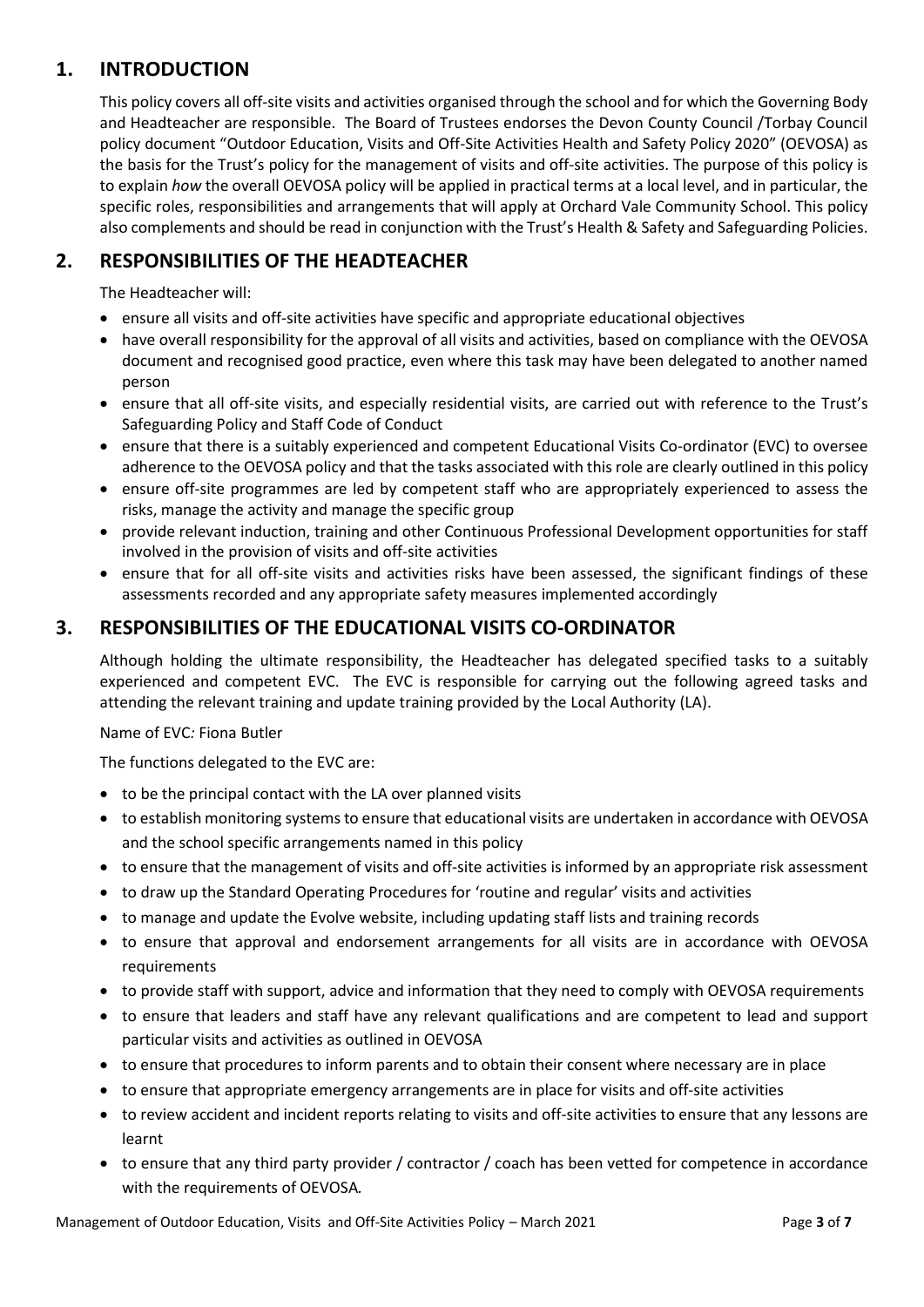## 1. INTRODUCTION

This policy covers all off-site visits and activities organised through the school and for which the Governing Body and Headteacher are responsible. The Board of Trustees endorses the Devon County Council /Torbay Council policy document "Outdoor Education, Visits and Off-Site Activities Health and Safety Policy 2020" (OEVOSA) as the basis for the Trust's policy for the management of visits and off-site activities. The purpose of this policy is to explain *how* the overall OEVOSA policy will be applied in practical terms at a local level, and in particular, the specific roles, responsibilities and arrangements that will apply at Orchard Vale Community School. This policy also complements and should be read in conjunction with the Trust's Health & Safety and Safeguarding Policies.

## 2. RESPONSIBILITIES OF THE HEADTEACHER

The Headteacher will:

- ensure all visits and off-site activities have specific and appropriate educational objectives
- have overall responsibility for the approval of all visits and activities, based on compliance with the OEVOSA document and recognised good practice, even where this task may have been delegated to another named person
- ensure that all off-site visits, and especially residential visits, are carried out with reference to the Trust's Safeguarding Policy and Staff Code of Conduct
- ensure that there is a suitably experienced and competent Educational Visits Co-ordinator (EVC) to oversee adherence to the OEVOSA policy and that the tasks associated with this role are clearly outlined in this policy
- ensure off-site programmes are led by competent staff who are appropriately experienced to assess the risks, manage the activity and manage the specific group
- provide relevant induction, training and other Continuous Professional Development opportunities for staff involved in the provision of visits and off-site activities
- ensure that for all off-site visits and activities risks have been assessed, the significant findings of these assessments recorded and any appropriate safety measures implemented accordingly

## 3. RESPONSIBILITIES OF THE EDUCATIONAL VISITS CO-ORDINATOR

Although holding the ultimate responsibility, the Headteacher has delegated specified tasks to a suitably experienced and competent EVC. The EVC is responsible for carrying out the following agreed tasks and attending the relevant training and update training provided by the Local Authority (LA).

Name of EVC*:* Fiona Butler

The functions delegated to the EVC are:

- to be the principal contact with the LA over planned visits
- to establish monitoring systems to ensure that educational visits are undertaken in accordance with OEVOSA and the school specific arrangements named in this policy
- to ensure that the management of visits and off-site activities is informed by an appropriate risk assessment
- to draw up the Standard Operating Procedures for 'routine and regular' visits and activities
- to manage and update the Evolve website, including updating staff lists and training records
- to ensure that approval and endorsement arrangements for all visits are in accordance with OEVOSA requirements
- to provide staff with support, advice and information that they need to comply with OEVOSA requirements
- to ensure that leaders and staff have any relevant qualifications and are competent to lead and support particular visits and activities as outlined in OEVOSA
- to ensure that procedures to inform parents and to obtain their consent where necessary are in place
- to ensure that appropriate emergency arrangements are in place for visits and off-site activities
- to review accident and incident reports relating to visits and off-site activities to ensure that any lessons are learnt
- to ensure that any third party provider / contractor / coach has been vetted for competence in accordance with the requirements of OEVOSA*.*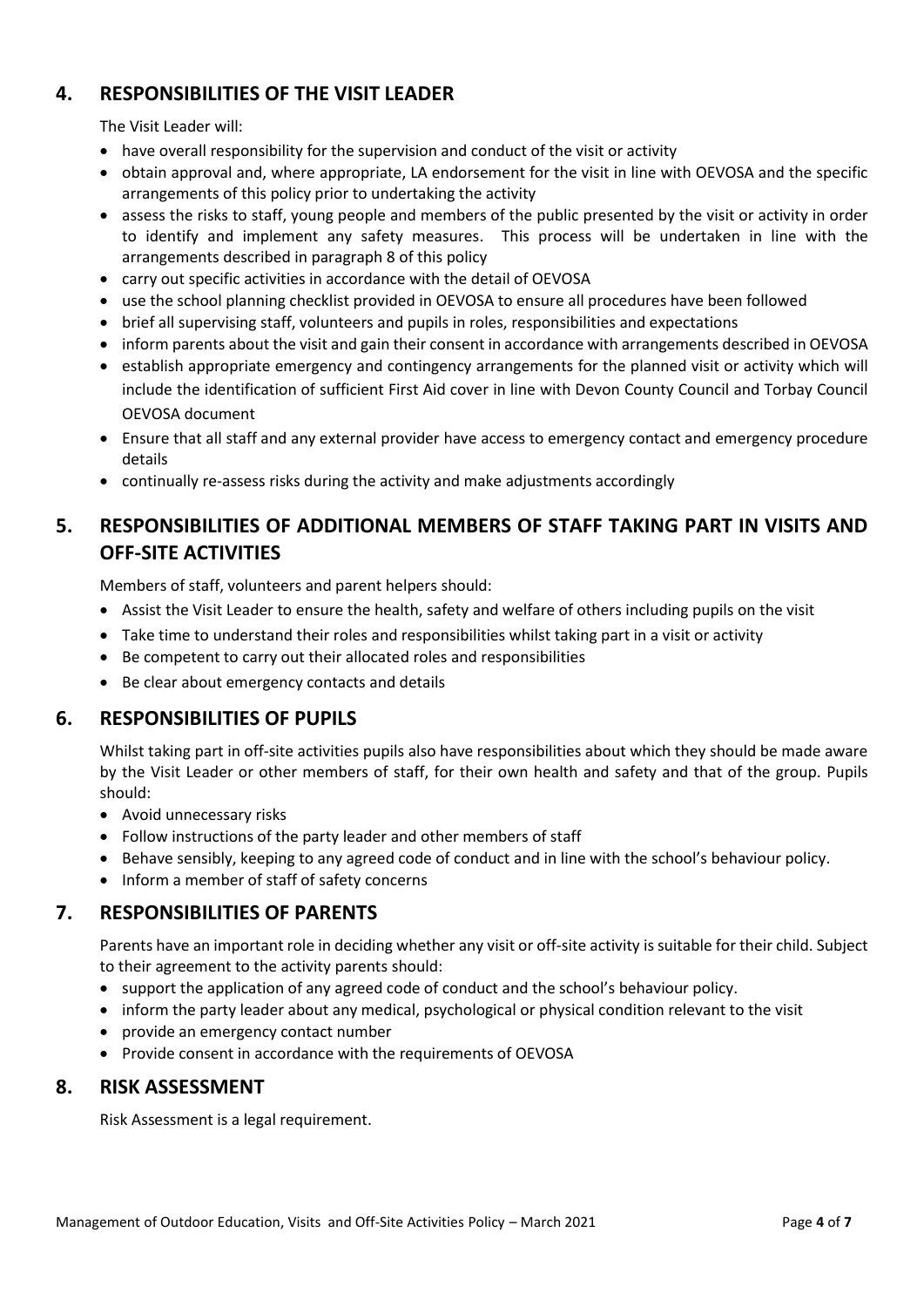## 4. RESPONSIBILITIES OF THE VISIT LEADER

The Visit Leader will:

- have overall responsibility for the supervision and conduct of the visit or activity
- obtain approval and, where appropriate, LA endorsement for the visit in line with OEVOSA and the specific arrangements of this policy prior to undertaking the activity
- assess the risks to staff, young people and members of the public presented by the visit or activity in order to identify and implement any safety measures. This process will be undertaken in line with the arrangements described in paragraph 8 of this policy
- carry out specific activities in accordance with the detail of OEVOSA
- use the school planning checklist provided in OEVOSA to ensure all procedures have been followed
- brief all supervising staff, volunteers and pupils in roles, responsibilities and expectations
- inform parents about the visit and gain their consent in accordance with arrangements described in OEVOSA
- establish appropriate emergency and contingency arrangements for the planned visit or activity which will include the identification of sufficient First Aid cover in line with Devon County Council and Torbay Council OEVOSA document
- Ensure that all staff and any external provider have access to emergency contact and emergency procedure details
- continually re-assess risks during the activity and make adjustments accordingly

## 5. RESPONSIBILITIES OF ADDITIONAL MEMBERS OF STAFF TAKING PART IN VISITS AND OFF-SITE ACTIVITIES

Members of staff, volunteers and parent helpers should:

- Assist the Visit Leader to ensure the health, safety and welfare of others including pupils on the visit
- Take time to understand their roles and responsibilities whilst taking part in a visit or activity
- Be competent to carry out their allocated roles and responsibilities
- Be clear about emergency contacts and details

## 6. RESPONSIBILITIES OF PUPILS

Whilst taking part in off-site activities pupils also have responsibilities about which they should be made aware by the Visit Leader or other members of staff, for their own health and safety and that of the group. Pupils should:

- Avoid unnecessary risks
- Follow instructions of the party leader and other members of staff
- Behave sensibly, keeping to any agreed code of conduct and in line with the school's behaviour policy.
- Inform a member of staff of safety concerns

## 7. RESPONSIBILITIES OF PARENTS

Parents have an important role in deciding whether any visit or off-site activity is suitable for their child. Subject to their agreement to the activity parents should:

- support the application of any agreed code of conduct and the school's behaviour policy.
- inform the party leader about any medical, psychological or physical condition relevant to the visit
- provide an emergency contact number
- Provide consent in accordance with the requirements of OEVOSA

## 8. RISK ASSESSMENT

Risk Assessment is a legal requirement.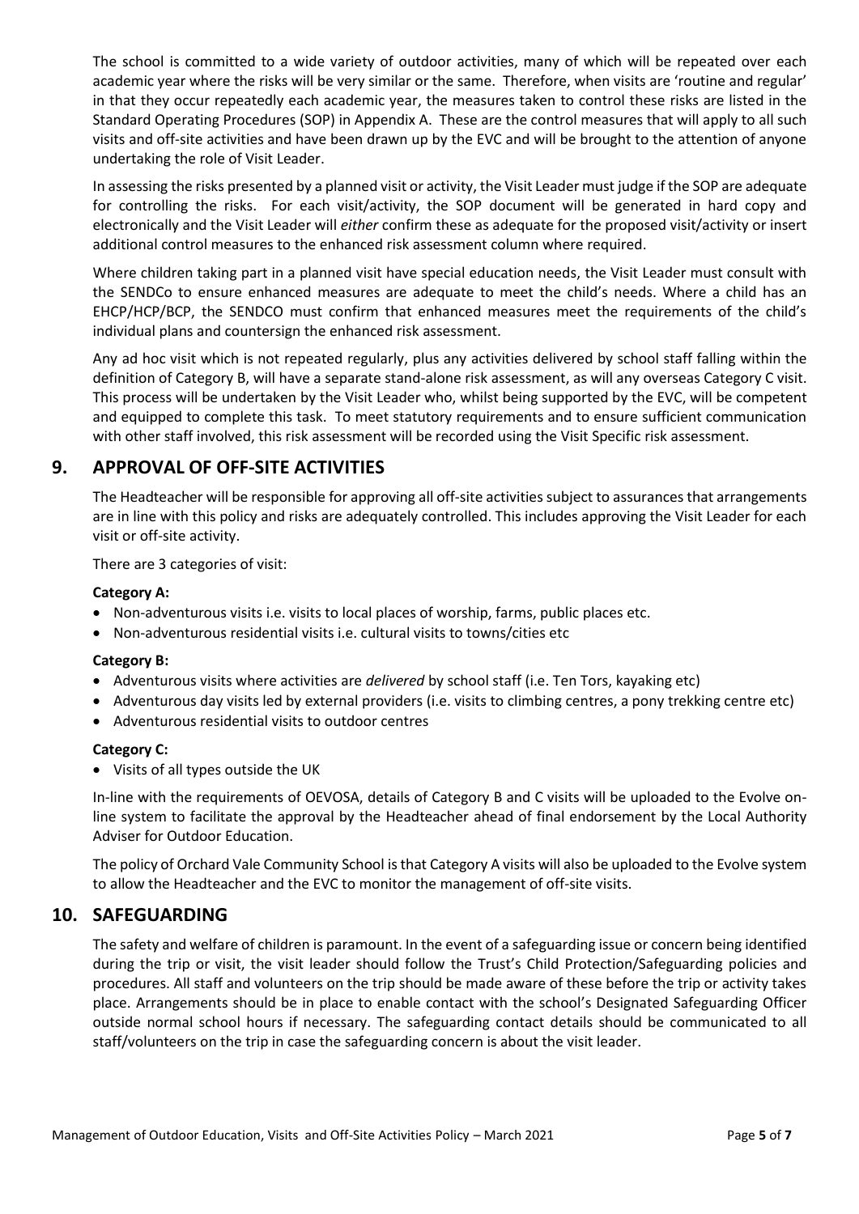The school is committed to a wide variety of outdoor activities, many of which will be repeated over each academic year where the risks will be very similar or the same. Therefore, when visits are 'routine and regular' in that they occur repeatedly each academic year, the measures taken to control these risks are listed in the Standard Operating Procedures (SOP) in Appendix A. These are the control measures that will apply to all such visits and off-site activities and have been drawn up by the EVC and will be brought to the attention of anyone undertaking the role of Visit Leader.

In assessing the risks presented by a planned visit or activity, the Visit Leader must judge if the SOP are adequate for controlling the risks. For each visit/activity, the SOP document will be generated in hard copy and electronically and the Visit Leader will *either* confirm these as adequate for the proposed visit/activity or insert additional control measures to the enhanced risk assessment column where required.

Where children taking part in a planned visit have special education needs, the Visit Leader must consult with the SENDCo to ensure enhanced measures are adequate to meet the child's needs. Where a child has an EHCP/HCP/BCP, the SENDCO must confirm that enhanced measures meet the requirements of the child's individual plans and countersign the enhanced risk assessment.

Any ad hoc visit which is not repeated regularly, plus any activities delivered by school staff falling within the definition of Category B, will have a separate stand-alone risk assessment, as will any overseas Category C visit. This process will be undertaken by the Visit Leader who, whilst being supported by the EVC, will be competent and equipped to complete this task. To meet statutory requirements and to ensure sufficient communication with other staff involved, this risk assessment will be recorded using the Visit Specific risk assessment.

## 9. APPROVAL OF OFF-SITE ACTIVITIES

The Headteacher will be responsible for approving all off-site activities subject to assurances that arrangements are in line with this policy and risks are adequately controlled. This includes approving the Visit Leader for each visit or off-site activity.

There are 3 categories of visit:

**Category A:**

- Non-adventurous visits i.e. visits to local places of worship, farms, public places etc.
- Non-adventurous residential visits i.e. cultural visits to towns/cities etc

**Category B:**

- Adventurous visits where activities are *delivered* by school staff (i.e. Ten Tors, kayaking etc)
- Adventurous day visits led by external providers (i.e. visits to climbing centres, a pony trekking centre etc)
- Adventurous residential visits to outdoor centres

**Category C:**

- Visits of all types outside the UK

In-line with the requirements of OEVOSA, details of Category B and C visits will be uploaded to the Evolve on-line system to facilitate the approval by the Headteacher ahead of final endorsement by the Local Authority Adviser for Outdoor Education.

The policy of Orchard Vale Community School is that Category A visits will also be uploaded to the Evolve system to allow the Headteacher and the EVC to monitor the management of off-site visits.

## 10. SAFEGUARDING

The safety and welfare of children is paramount. In the event of a safeguarding issue or concern being identified during the trip or visit, the visit leader should follow the Trust's Child Protection/Safeguarding policies and procedures. All staff and volunteers on the trip should be made aware of these before the trip or activity takes place. Arrangements should be in place to enable contact with the school's Designated Safeguarding Officer outside normal school hours if necessary. The safeguarding contact details should be communicated to all staff/volunteers on the trip in case the safeguarding concern is about the visit leader.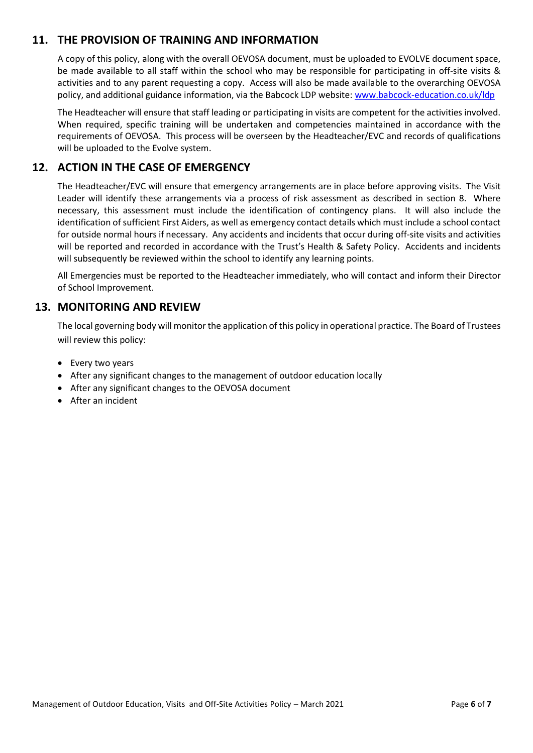## 11. THE PROVISION OF TRAINING AND INFORMATION

A copy of this policy, along with the overall OEVOSA document, must be uploaded to EVOLVE document space, be made available to all staff within the school who may be responsible for participating in off-site visits & activities and to any parent requesting a copy. Access will also be made available to the overarching OEVOSA policy, and additional guidance information, via the Babcock LDP website: [www.babcock-education.co.uk/ldp](http://www.babcock-education.co.uk/ldp)

The Headteacher will ensure that staff leading or participating in visits are competent for the activities involved. When required, specific training will be undertaken and competencies maintained in accordance with the requirements of OEVOSA. This process will be overseen by the Headteacher/EVC and records of qualifications will be uploaded to the Evolve system.

## 12. ACTION IN THE CASE OF EMERGENCY

The Headteacher/EVC will ensure that emergency arrangements are in place before approving visits. The Visit Leader will identify these arrangements via a process of risk assessment as described in section 8. Where necessary, this assessment must include the identification of contingency plans. It will also include the identification of sufficient First Aiders, as well as emergency contact details which must include a school contact for outside normal hours if necessary. Any accidents and incidents that occur during off-site visits and activities will be reported and recorded in accordance with the Trust's Health & Safety Policy. Accidents and incidents will subsequently be reviewed within the school to identify any learning points.

All Emergencies must be reported to the Headteacher immediately, who will contact and inform their Director of School Improvement.

## 13. MONITORING AND REVIEW

The local governing body will monitor the application of this policy in operational practice. The Board of Trustees will review this policy:

- Every two years
- After any significant changes to the management of outdoor education locally
- After any significant changes to the OEVOSA document
- After an incident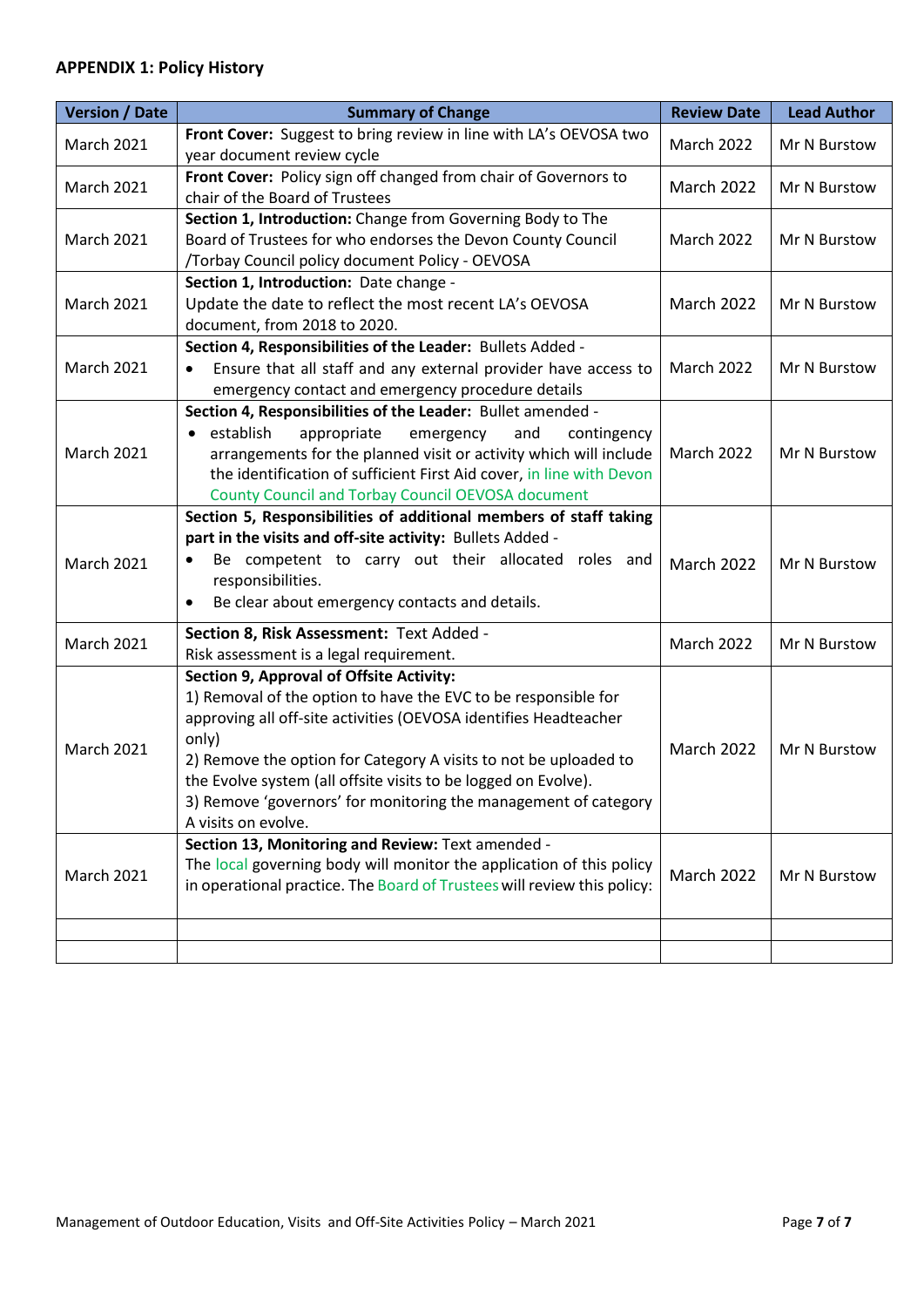**APPENDIX 1: Policy History**

| Version / Date | Summary of Change | Review Date | Lead Author |
|---|---|---|---|
| March 2021 | **Front Cover:** Suggest to bring review in line with LA's OEVOSA two year document review cycle | March 2022 | Mr N Burstow |
| March 2021 | **Front Cover:** Policy sign off changed from chair of Governors to chair of the Board of Trustees | March 2022 | Mr N Burstow |
| March 2021 | **Section 1, Introduction:** Change from Governing Body to The Board of Trustees for who endorses the Devon County Council /Torbay Council policy document Policy - OEVOSA | March 2022 | Mr N Burstow |
| March 2021 | **Section 1, Introduction:** Date change - Update the date to reflect the most recent LA's OEVOSA document, from 2018 to 2020. | March 2022 | Mr N Burstow |
| March 2021 | **Section 4, Responsibilities of the Leader:** Bullets Added - • Ensure that all staff and any external provider have access to emergency contact and emergency procedure details | March 2022 | Mr N Burstow |
| March 2021 | **Section 4, Responsibilities of the Leader:** Bullet amended - • establish appropriate emergency and contingency arrangements for the planned visit or activity which will include the identification of sufficient First Aid cover, in line with Devon County Council and Torbay Council OEVOSA document | March 2022 | Mr N Burstow |
| March 2021 | **Section 5, Responsibilities of additional members of staff taking part in the visits and off-site activity:** Bullets Added - • Be competent to carry out their allocated roles and responsibilities. • Be clear about emergency contacts and details. | March 2022 | Mr N Burstow |
| March 2021 | **Section 8, Risk Assessment:** Text Added - Risk assessment is a legal requirement. | March 2022 | Mr N Burstow |
| March 2021 | **Section 9, Approval of Offsite Activity:** 1) Removal of the option to have the EVC to be responsible for approving all off-site activities (OEVOSA identifies Headteacher only) 2) Remove the option for Category A visits to not be uploaded to the Evolve system (all offsite visits to be logged on Evolve). 3) Remove 'governors' for monitoring the management of category A visits on evolve. | March 2022 | Mr N Burstow |
| March 2021 | **Section 13, Monitoring and Review:** Text amended - The local governing body will monitor the application of this policy in operational practice. The Board of Trustees will review this policy: | March 2022 | Mr N Burstow |
| | | | |
| | | | |